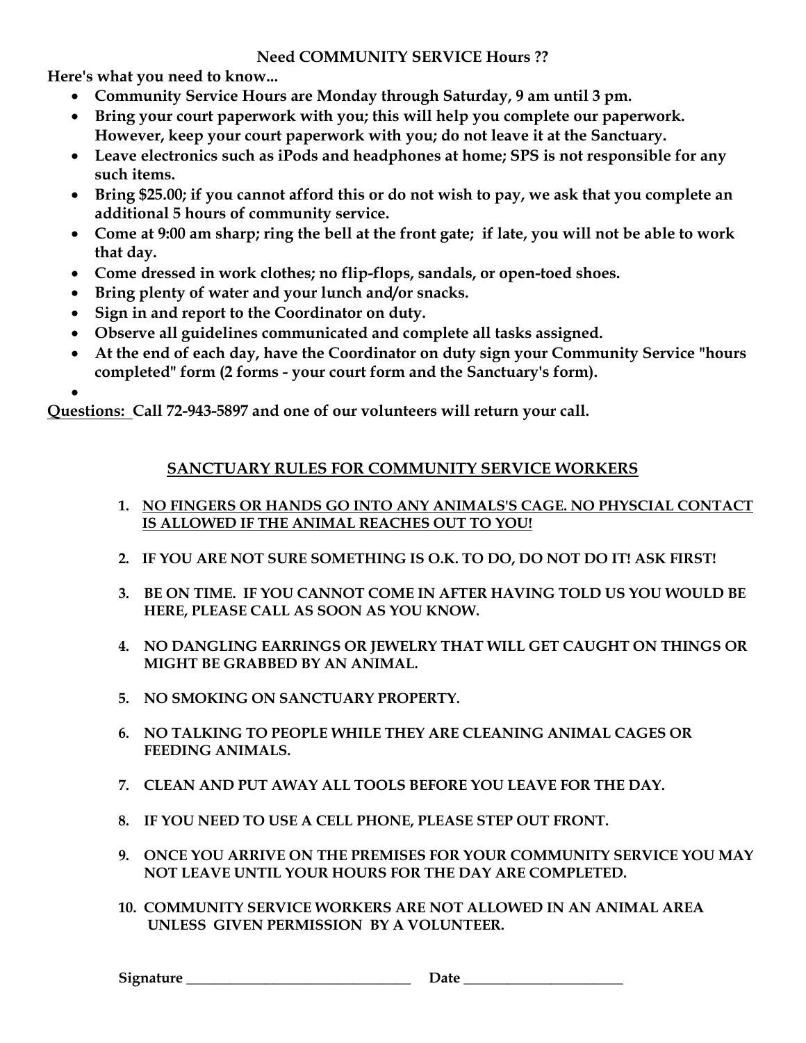**Need COMMUNITY SERVICE Hours ??**

**Here's what you need to know...**

- **Community Service Hours are Monday through Saturday, 9 am until 3 pm.**
- **Bring your court paperwork with you; this will help you complete our paperwork. However, keep your court paperwork with you; do not leave it at the Sanctuary.**
- **Leave electronics such as iPods and headphones at home; SPS is not responsible for any such items.**
- **Bring $25.00; if you cannot afford this or do not wish to pay, we ask that you complete an additional 5 hours of community service.**
- **Come at 9:00 am sharp; ring the bell at the front gate; if late, you will not be able to work that day.**
- **Come dressed in work clothes; no flip-flops, sandals, or open-toed shoes.**
- **Bring plenty of water and your lunch and/or snacks.**
- **Sign in and report to the Coordinator on duty.**
- **Observe all guidelines communicated and complete all tasks assigned.**
- **At the end of each day, have the Coordinator on duty sign your Community Service "hours completed" form (2 forms - your court form and the Sanctuary's form).**
-

**<u>Questions:</u> Call 72-943-5897 and one of our volunteers will return your call.**

## <u>SANCTUARY RULES FOR COMMUNITY SERVICE WORKERS</u>

1. **<u>NO FINGERS OR HANDS GO INTO ANY ANIMALS'S CAGE. NO PHYSCIAL CONTACT IS ALLOWED IF THE ANIMAL REACHES OUT TO YOU!</u>**
2. **IF YOU ARE NOT SURE SOMETHING IS O.K. TO DO, DO NOT DO IT! ASK FIRST!**
3. **BE ON TIME. IF YOU CANNOT COME IN AFTER HAVING TOLD US YOU WOULD BE HERE, PLEASE CALL AS SOON AS YOU KNOW.**
4. **NO DANGLING EARRINGS OR JEWELRY THAT WILL GET CAUGHT ON THINGS OR MIGHT BE GRABBED BY AN ANIMAL.**
5. **NO SMOKING ON SANCTUARY PROPERTY.**
6. **NO TALKING TO PEOPLE WHILE THEY ARE CLEANING ANIMAL CAGES OR FEEDING ANIMALS.**
7. **CLEAN AND PUT AWAY ALL TOOLS BEFORE YOU LEAVE FOR THE DAY.**
8. **IF YOU NEED TO USE A CELL PHONE, PLEASE STEP OUT FRONT.**
9. **ONCE YOU ARRIVE ON THE PREMISES FOR YOUR COMMUNITY SERVICE YOU MAY NOT LEAVE UNTIL YOUR HOURS FOR THE DAY ARE COMPLETED.**
10. **COMMUNITY SERVICE WORKERS ARE NOT ALLOWED IN AN ANIMAL AREA UNLESS GIVEN PERMISSION BY A VOLUNTEER.**

**Signature** ________________________________ **Date** _______________________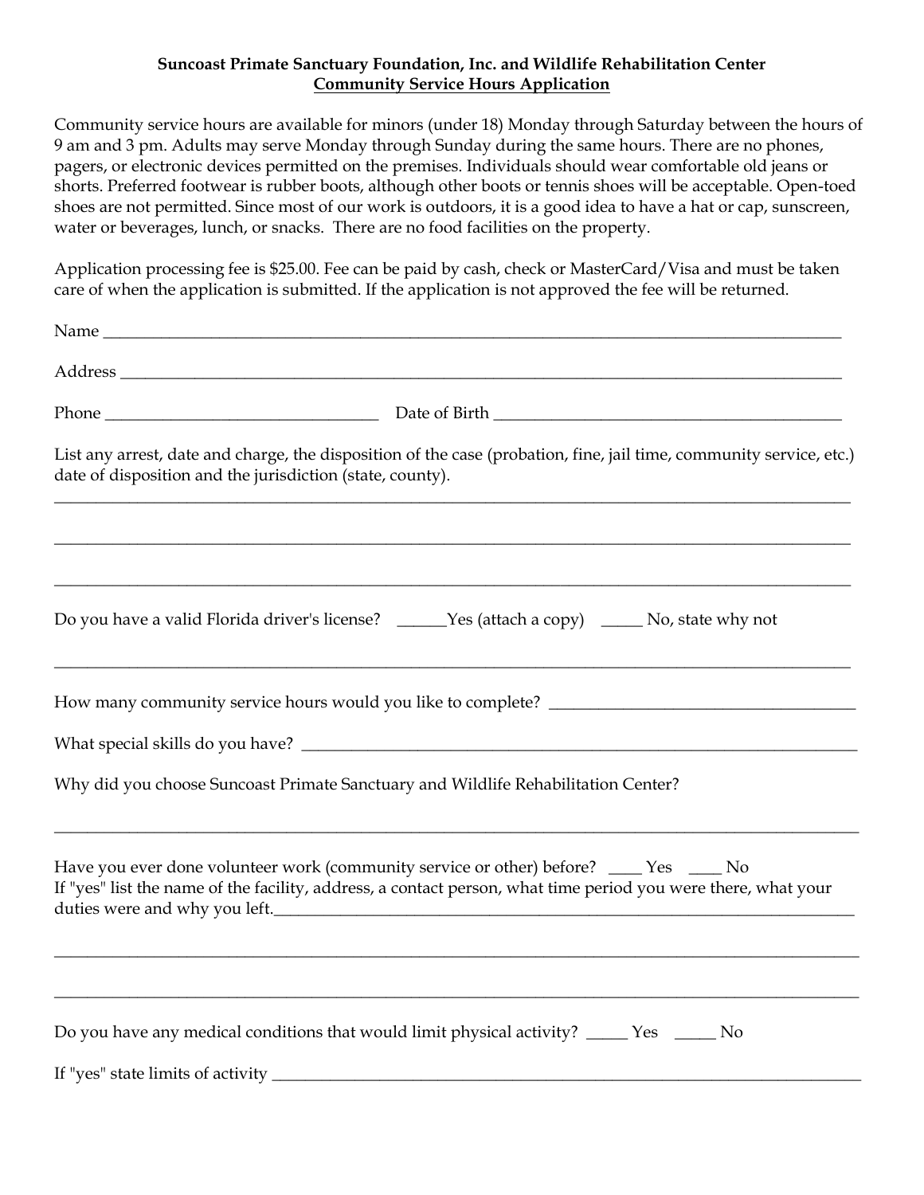**Suncoast Primate Sanctuary Foundation, Inc. and Wildlife Rehabilitation Center**
**Community Service Hours Application**

Community service hours are available for minors (under 18) Monday through Saturday between the hours of 9 am and 3 pm. Adults may serve Monday through Sunday during the same hours. There are no phones, pagers, or electronic devices permitted on the premises. Individuals should wear comfortable old jeans or shorts. Preferred footwear is rubber boots, although other boots or tennis shoes will be acceptable. Open-toed shoes are not permitted. Since most of our work is outdoors, it is a good idea to have a hat or cap, sunscreen, water or beverages, lunch, or snacks. There are no food facilities on the property.

Application processing fee is $25.00. Fee can be paid by cash, check or MasterCard/Visa and must be taken care of when the application is submitted. If the application is not approved the fee will be returned.

Name ______________________________________________________________________________

Address ____________________________________________________________________________

Phone ____________________________ Date of Birth ____________________________________

List any arrest, date and charge, the disposition of the case (probation, fine, jail time, community service, etc.) date of disposition and the jurisdiction (state, county).

___________________________________________________________________________________

___________________________________________________________________________________

___________________________________________________________________________________

Do you have a valid Florida driver's license? ______Yes (attach a copy) _____ No, state why not

___________________________________________________________________________________

How many community service hours would you like to complete? ______________________________

What special skills do you have? _________________________________________________________

Why did you choose Suncoast Primate Sanctuary and Wildlife Rehabilitation Center?

___________________________________________________________________________________

Have you ever done volunteer work (community service or other) before? ____ Yes ____ No
If "yes" list the name of the facility, address, a contact person, what time period you were there, what your duties were and why you left.___________________________________________________________

___________________________________________________________________________________

___________________________________________________________________________________

Do you have any medical conditions that would limit physical activity? _____ Yes _____ No

If "yes" state limits of activity ___________________________________________________________